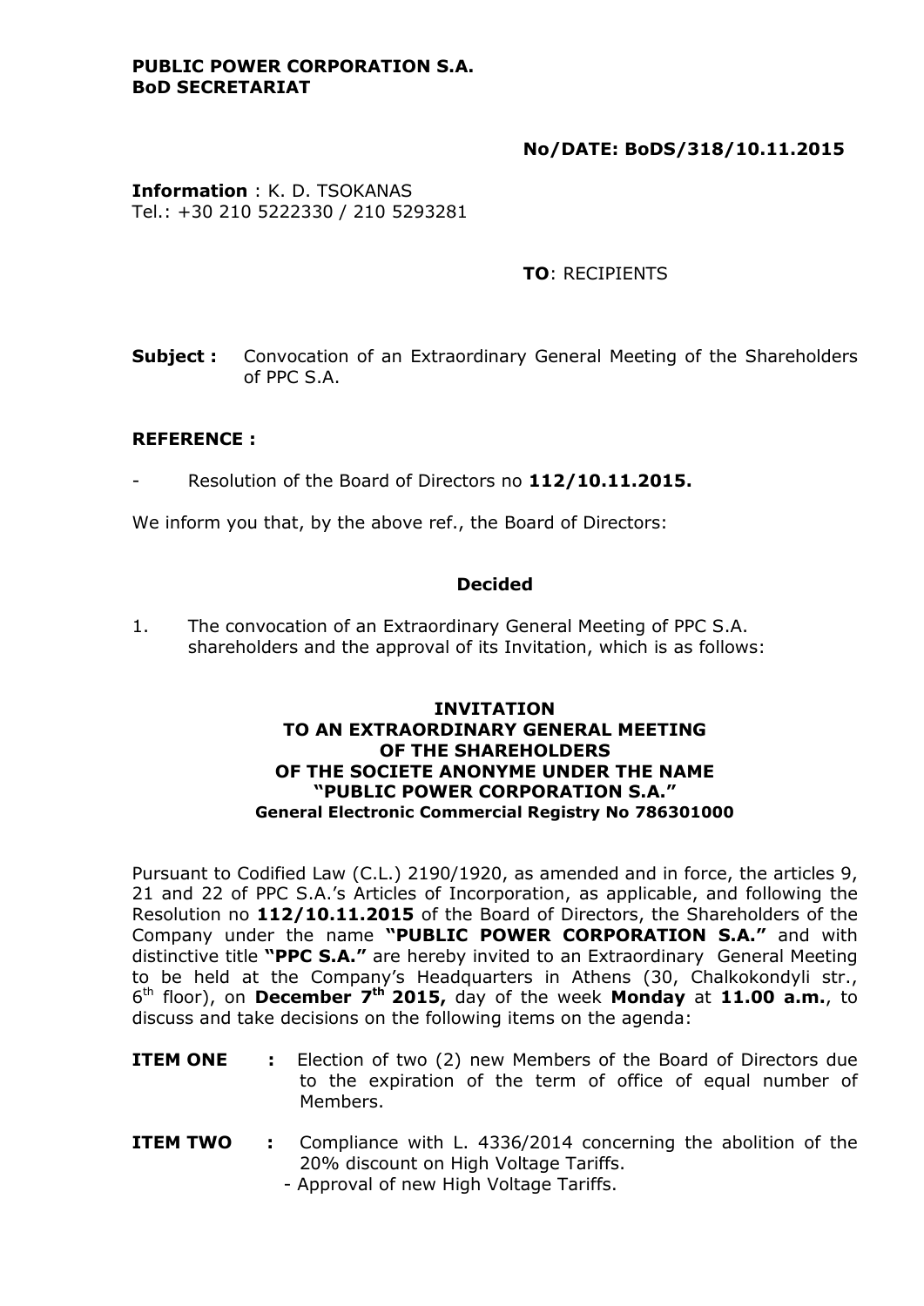**PUBLIC POWER CORPORATION S.A.**
**BoD SECRETARIAT**

**No/DATE: BoDS/318/10.11.2015**

**Information** : K. D. TSOKANAS
Tel.: +30 210 5222330 / 210 5293281

**TO**: RECIPIENTS

**Subject :** Convocation of an Extraordinary General Meeting of the Shareholders of PPC S.A.

**REFERENCE :**

- Resolution of the Board of Directors no **112/10.11.2015.**

We inform you that, by the above ref., the Board of Directors:

**Decided**

1. The convocation of an Extraordinary General Meeting of PPC S.A. shareholders and the approval of its Invitation, which is as follows:

**INVITATION**
**TO AN EXTRAORDINARY GENERAL MEETING**
**OF THE SHAREHOLDERS**
**OF THE SOCIETE ANONYME UNDER THE NAME**
**"PUBLIC POWER CORPORATION S.A."**
**General Electronic Commercial Registry No 786301000**

Pursuant to Codified Law (C.L.) 2190/1920, as amended and in force, the articles 9, 21 and 22 of PPC S.A.'s Articles of Incorporation, as applicable, and following the Resolution no **112/10.11.2015** of the Board of Directors, the Shareholders of the Company under the name **"PUBLIC POWER CORPORATION S.A."** and with distinctive title **"PPC S.A."** are hereby invited to an Extraordinary General Meeting to be held at the Company's Headquarters in Athens (30, Chalkokondyli str., 6th floor), on **December 7th 2015,** day of the week **Monday** at **11.00 a.m.**, to discuss and take decisions on the following items on the agenda:

**ITEM ONE :** Election of two (2) new Members of the Board of Directors due to the expiration of the term of office of equal number of Members.

**ITEM TWO :** Compliance with L. 4336/2014 concerning the abolition of the 20% discount on High Voltage Tariffs.
- Approval of new High Voltage Tariffs.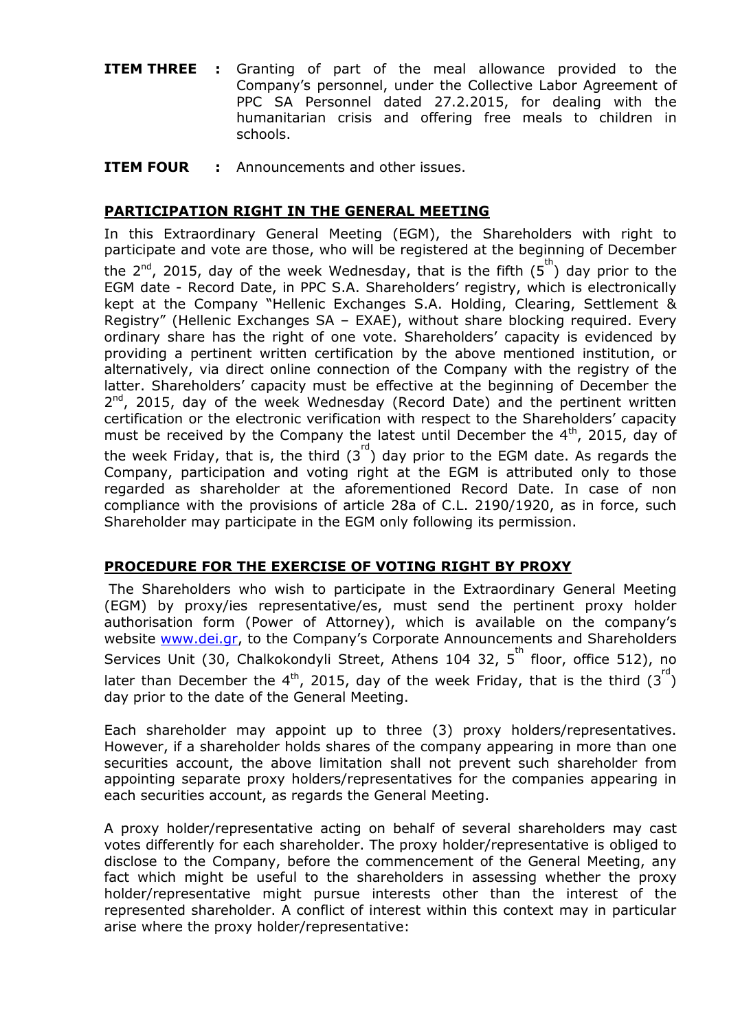**ITEM THREE :** Granting of part of the meal allowance provided to the Company's personnel, under the Collective Labor Agreement of PPC SA Personnel dated 27.2.2015, for dealing with the humanitarian crisis and offering free meals to children in schools.

**ITEM FOUR :** Announcements and other issues.

## PARTICIPATION RIGHT IN THE GENERAL MEETING

In this Extraordinary General Meeting (EGM), the Shareholders with right to participate and vote are those, who will be registered at the beginning of December the 2nd, 2015, day of the week Wednesday, that is the fifth (5th) day prior to the EGM date - Record Date, in PPC S.A. Shareholders' registry, which is electronically kept at the Company "Hellenic Exchanges S.A. Holding, Clearing, Settlement & Registry" (Hellenic Exchanges SA – EXAE), without share blocking required. Every ordinary share has the right of one vote. Shareholders' capacity is evidenced by providing a pertinent written certification by the above mentioned institution, or alternatively, via direct online connection of the Company with the registry of the latter. Shareholders' capacity must be effective at the beginning of December the 2nd, 2015, day of the week Wednesday (Record Date) and the pertinent written certification or the electronic verification with respect to the Shareholders' capacity must be received by the Company the latest until December the 4th, 2015, day of the week Friday, that is, the third (3rd) day prior to the EGM date. As regards the Company, participation and voting right at the EGM is attributed only to those regarded as shareholder at the aforementioned Record Date. In case of non compliance with the provisions of article 28a of C.L. 2190/1920, as in force, such Shareholder may participate in the EGM only following its permission.

## PROCEDURE FOR THE EXERCISE OF VOTING RIGHT BY PROXY

The Shareholders who wish to participate in the Extraordinary General Meeting (EGM) by proxy/ies representative/es, must send the pertinent proxy holder authorisation form (Power of Attorney), which is available on the company's website www.dei.gr, to the Company's Corporate Announcements and Shareholders Services Unit (30, Chalkokondyli Street, Athens 104 32, 5th floor, office 512), no later than December the 4th, 2015, day of the week Friday, that is the third (3rd) day prior to the date of the General Meeting.

Each shareholder may appoint up to three (3) proxy holders/representatives. However, if a shareholder holds shares of the company appearing in more than one securities account, the above limitation shall not prevent such shareholder from appointing separate proxy holders/representatives for the companies appearing in each securities account, as regards the General Meeting.

A proxy holder/representative acting on behalf of several shareholders may cast votes differently for each shareholder. The proxy holder/representative is obliged to disclose to the Company, before the commencement of the General Meeting, any fact which might be useful to the shareholders in assessing whether the proxy holder/representative might pursue interests other than the interest of the represented shareholder. A conflict of interest within this context may in particular arise where the proxy holder/representative: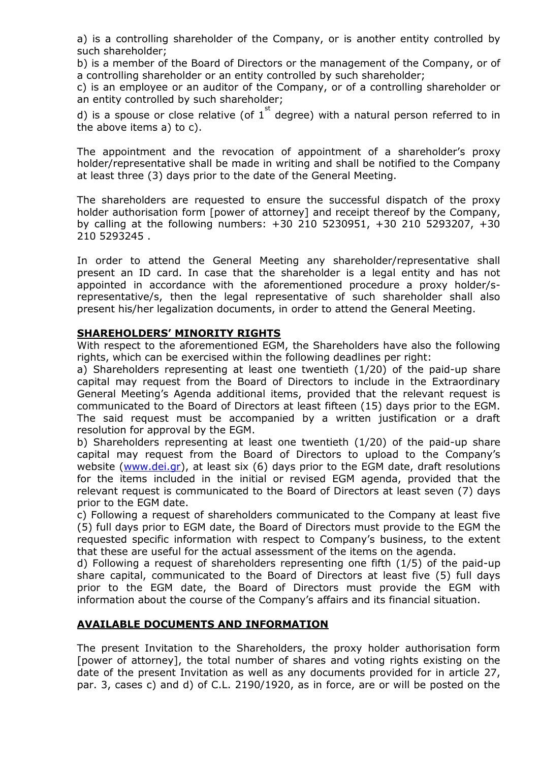a) is a controlling shareholder of the Company, or is another entity controlled by such shareholder;

b) is a member of the Board of Directors or the management of the Company, or of a controlling shareholder or an entity controlled by such shareholder;

c) is an employee or an auditor of the Company, or of a controlling shareholder or an entity controlled by such shareholder;

d) is a spouse or close relative (of 1st degree) with a natural person referred to in the above items a) to c).

The appointment and the revocation of appointment of a shareholder's proxy holder/representative shall be made in writing and shall be notified to the Company at least three (3) days prior to the date of the General Meeting.

The shareholders are requested to ensure the successful dispatch of the proxy holder authorisation form [power of attorney] and receipt thereof by the Company, by calling at the following numbers: +30 210 5230951, +30 210 5293207, +30 210 5293245 .

In order to attend the General Meeting any shareholder/representative shall present an ID card. In case that the shareholder is a legal entity and has not appointed in accordance with the aforementioned procedure a proxy holder/s-representative/s, then the legal representative of such shareholder shall also present his/her legalization documents, in order to attend the General Meeting.

## SHAREHOLDERS' MINORITY RIGHTS

With respect to the aforementioned EGM, the Shareholders have also the following rights, which can be exercised within the following deadlines per right:

a) Shareholders representing at least one twentieth (1/20) of the paid-up share capital may request from the Board of Directors to include in the Extraordinary General Meeting's Agenda additional items, provided that the relevant request is communicated to the Board of Directors at least fifteen (15) days prior to the EGM. The said request must be accompanied by a written justification or a draft resolution for approval by the EGM.

b) Shareholders representing at least one twentieth (1/20) of the paid-up share capital may request from the Board of Directors to upload to the Company's website (www.dei.gr), at least six (6) days prior to the EGM date, draft resolutions for the items included in the initial or revised EGM agenda, provided that the relevant request is communicated to the Board of Directors at least seven (7) days prior to the EGM date.

c) Following a request of shareholders communicated to the Company at least five (5) full days prior to EGM date, the Board of Directors must provide to the EGM the requested specific information with respect to Company's business, to the extent that these are useful for the actual assessment of the items on the agenda.

d) Following a request of shareholders representing one fifth (1/5) of the paid-up share capital, communicated to the Board of Directors at least five (5) full days prior to the EGM date, the Board of Directors must provide the EGM with information about the course of the Company's affairs and its financial situation.

## AVAILABLE DOCUMENTS AND INFORMATION

The present Invitation to the Shareholders, the proxy holder authorisation form [power of attorney], the total number of shares and voting rights existing on the date of the present Invitation as well as any documents provided for in article 27, par. 3, cases c) and d) of C.L. 2190/1920, as in force, are or will be posted on the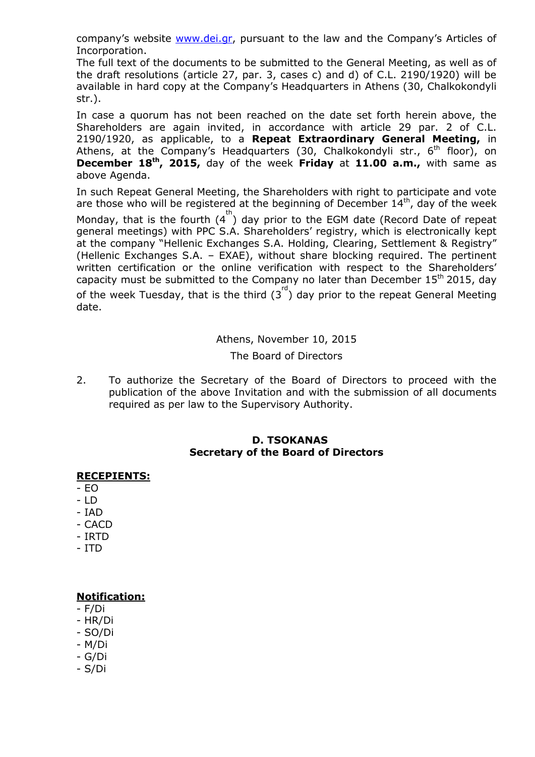company's website [www.dei.gr](http://www.dei.gr), pursuant to the law and the Company's Articles of Incorporation.

The full text of the documents to be submitted to the General Meeting, as well as of the draft resolutions (article 27, par. 3, cases c) and d) of C.L. 2190/1920) will be available in hard copy at the Company's Headquarters in Athens (30, Chalkokondyli str.).

In case a quorum has not been reached on the date set forth herein above, the Shareholders are again invited, in accordance with article 29 par. 2 of C.L. 2190/1920, as applicable, to a **Repeat Extraordinary General Meeting,** in Athens, at the Company's Headquarters (30, Chalkokondyli str., 6th floor), on **December 18th, 2015,** day of the week **Friday** at **11.00 a.m.,** with same as above Agenda.

In such Repeat General Meeting, the Shareholders with right to participate and vote are those who will be registered at the beginning of December 14th, day of the week Monday, that is the fourth (4th) day prior to the EGM date (Record Date of repeat general meetings) with PPC S.A. Shareholders' registry, which is electronically kept at the company "Hellenic Exchanges S.A. Holding, Clearing, Settlement & Registry" (Hellenic Exchanges S.A. – EXAE), without share blocking required. The pertinent written certification or the online verification with respect to the Shareholders' capacity must be submitted to the Company no later than December 15th 2015, day of the week Tuesday, that is the third (3rd) day prior to the repeat General Meeting date.

Athens, November 10, 2015

The Board of Directors

2. To authorize the Secretary of the Board of Directors to proceed with the publication of the above Invitation and with the submission of all documents required as per law to the Supervisory Authority.

**D. TSOKANAS**
**Secretary of the Board of Directors**

**RECEPIENTS:**

- EO
- LD
- IAD
- CACD
- IRTD
- ITD

**Notification:**

- F/Di
- HR/Di
- SO/Di
- M/Di
- G/Di
- S/Di